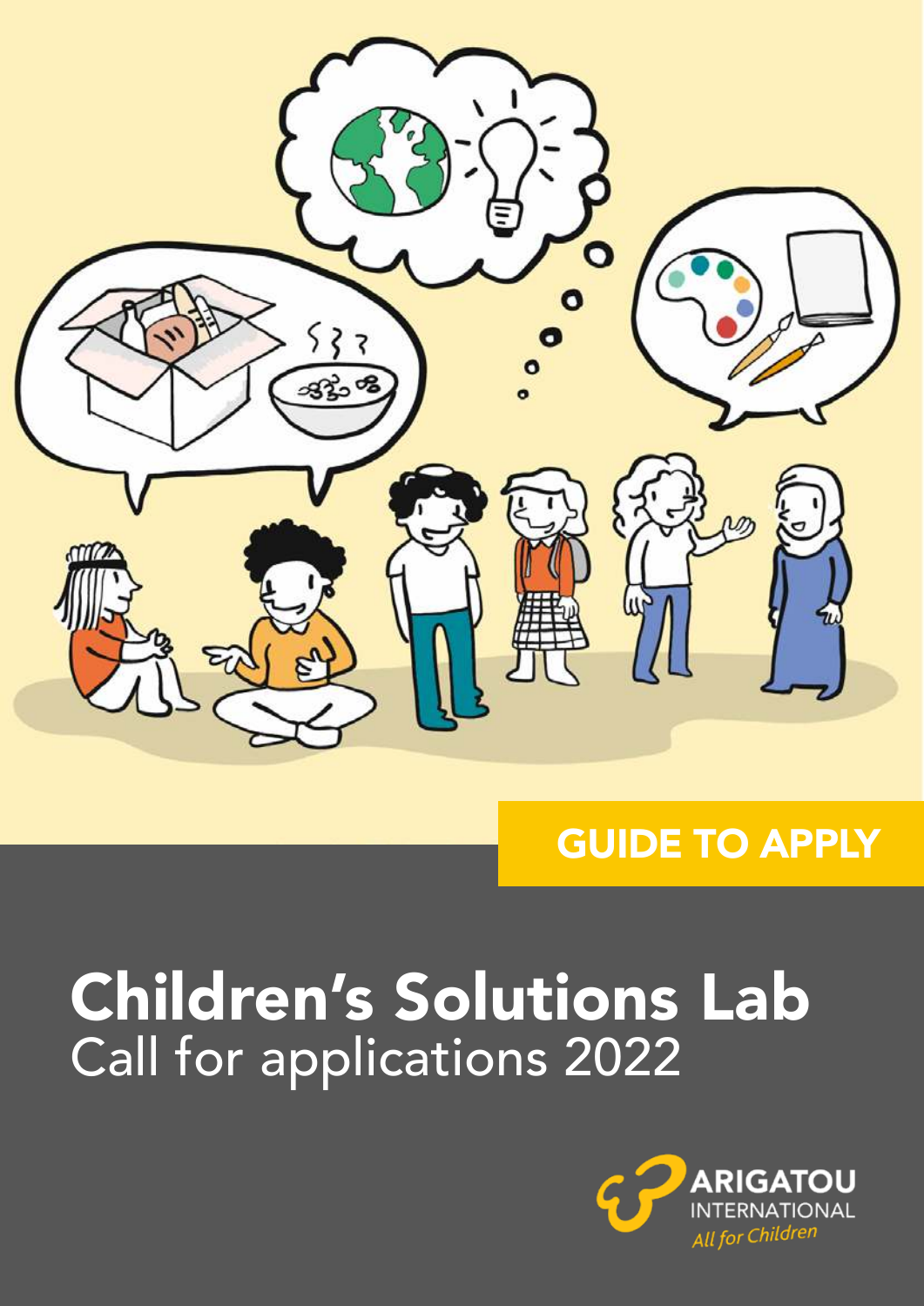GUIDE TO APPLY

# Children's Solutions Lab

Call for applications 2022

ARIGATOU INTERNATIONAL

*All for Children*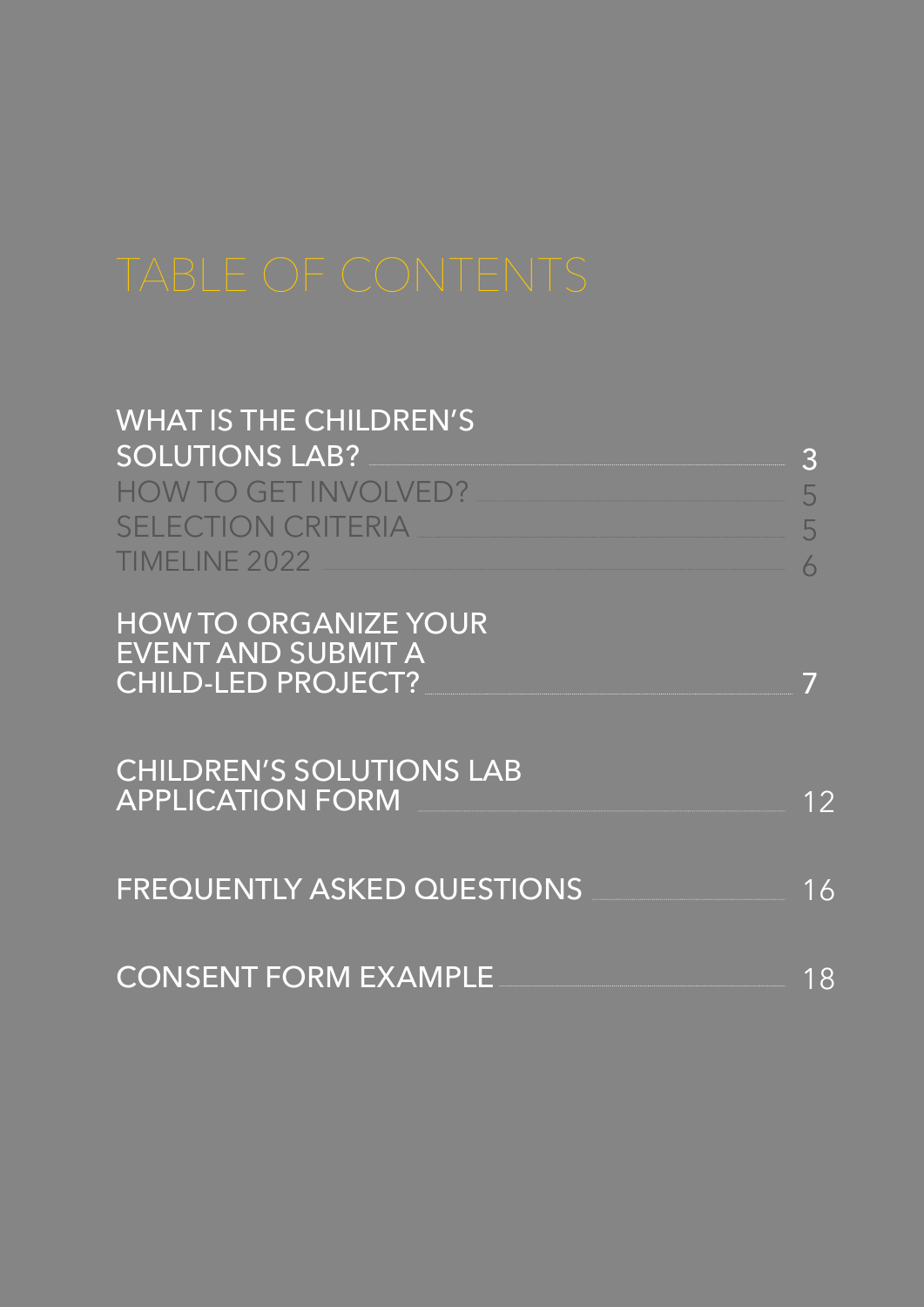# TABLE OF CONTENTS

WHAT IS THE CHILDREN'S SOLUTIONS LAB? ........ 3

- HOW TO GET INVOLVED? ........ 5
- SELECTION CRITERIA ........ 5
- TIMELINE 2022 ........ 6

HOW TO ORGANIZE YOUR EVENT AND SUBMIT A CHILD-LED PROJECT? ........ 7

CHILDREN'S SOLUTIONS LAB APPLICATION FORM ........ 12

FREQUENTLY ASKED QUESTIONS ........ 16

CONSENT FORM EXAMPLE ........ 18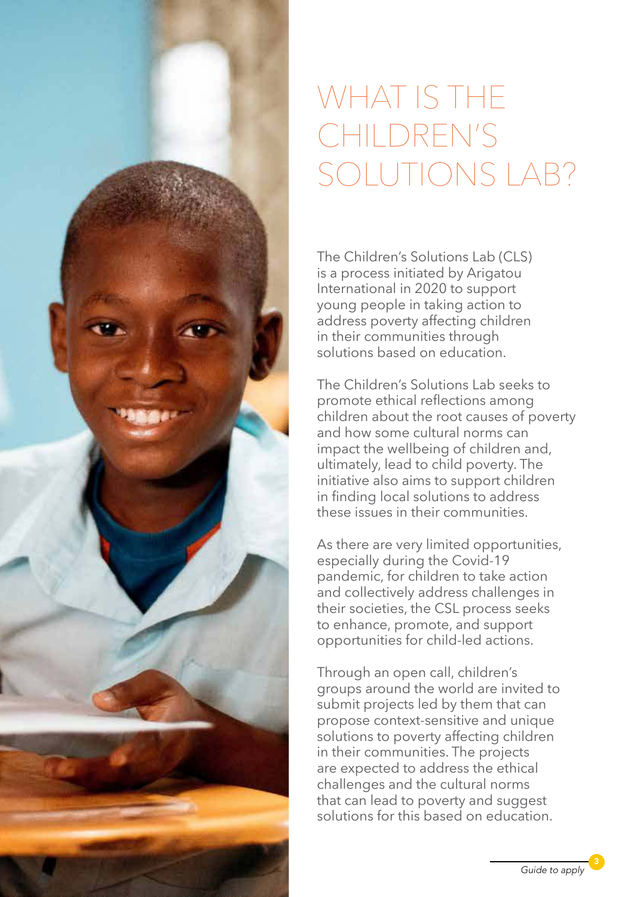# WHAT IS THE CHILDREN'S SOLUTIONS LAB?

The Children's Solutions Lab (CLS) is a process initiated by Arigatou International in 2020 to support young people in taking action to address poverty affecting children in their communities through solutions based on education.

The Children's Solutions Lab seeks to promote ethical reflections among children about the root causes of poverty and how some cultural norms can impact the wellbeing of children and, ultimately, lead to child poverty. The initiative also aims to support children in finding local solutions to address these issues in their communities.

As there are very limited opportunities, especially during the Covid-19 pandemic, for children to take action and collectively address challenges in their societies, the CSL process seeks to enhance, promote, and support opportunities for child-led actions.

Through an open call, children's groups around the world are invited to submit projects led by them that can propose context-sensitive and unique solutions to poverty affecting children in their communities. The projects are expected to address the ethical challenges and the cultural norms that can lead to poverty and suggest solutions for this based on education.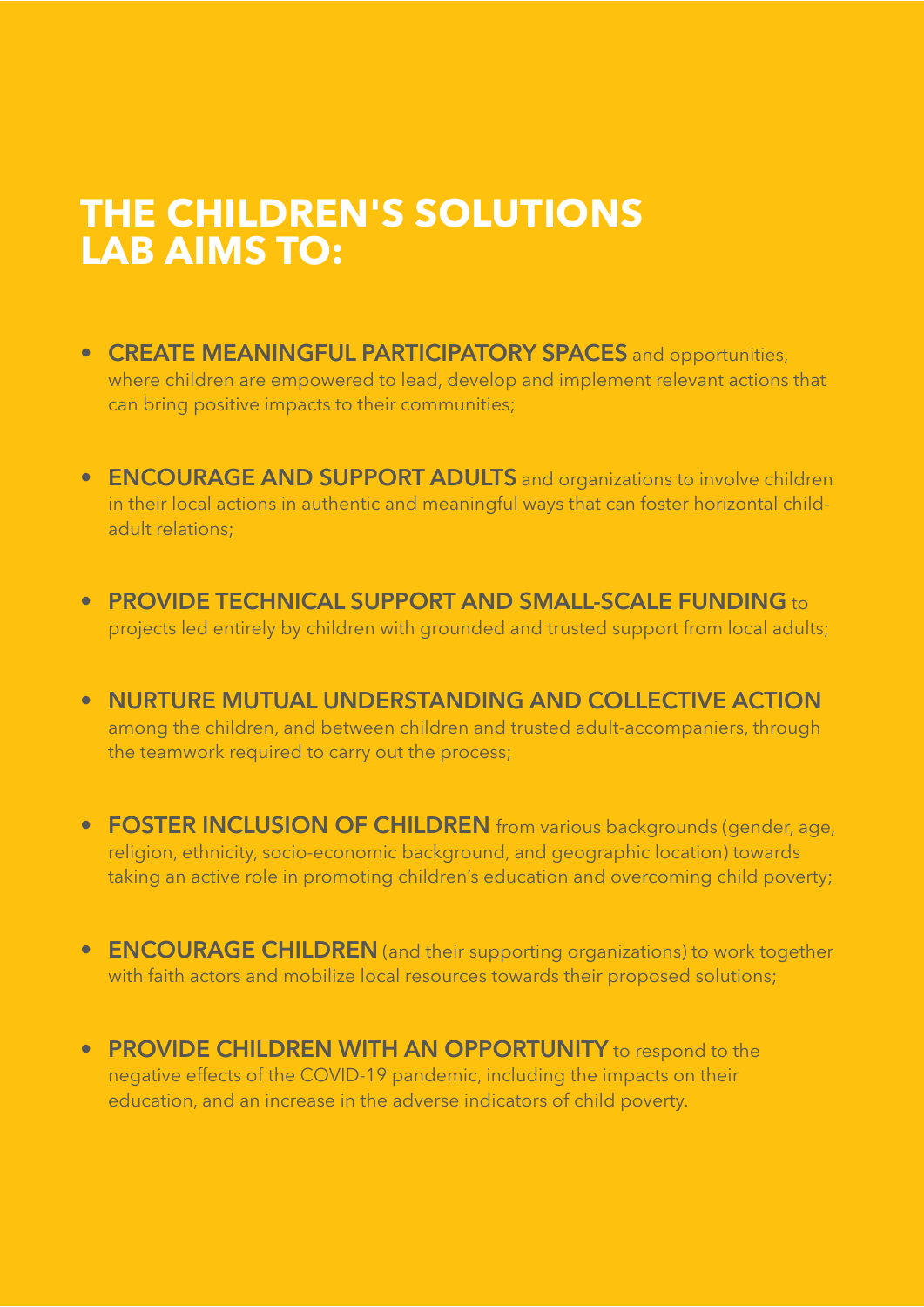# THE CHILDREN'S SOLUTIONS LAB AIMS TO:

- **CREATE MEANINGFUL PARTICIPATORY SPACES** and opportunities, where children are empowered to lead, develop and implement relevant actions that can bring positive impacts to their communities;
- **ENCOURAGE AND SUPPORT ADULTS** and organizations to involve children in their local actions in authentic and meaningful ways that can foster horizontal child-adult relations;
- **PROVIDE TECHNICAL SUPPORT AND SMALL-SCALE FUNDING** to projects led entirely by children with grounded and trusted support from local adults;
- **NURTURE MUTUAL UNDERSTANDING AND COLLECTIVE ACTION** among the children, and between children and trusted adult-accompaniers, through the teamwork required to carry out the process;
- **FOSTER INCLUSION OF CHILDREN** from various backgrounds (gender, age, religion, ethnicity, socio-economic background, and geographic location) towards taking an active role in promoting children's education and overcoming child poverty;
- **ENCOURAGE CHILDREN** (and their supporting organizations) to work together with faith actors and mobilize local resources towards their proposed solutions;
- **PROVIDE CHILDREN WITH AN OPPORTUNITY** to respond to the negative effects of the COVID-19 pandemic, including the impacts on their education, and an increase in the adverse indicators of child poverty.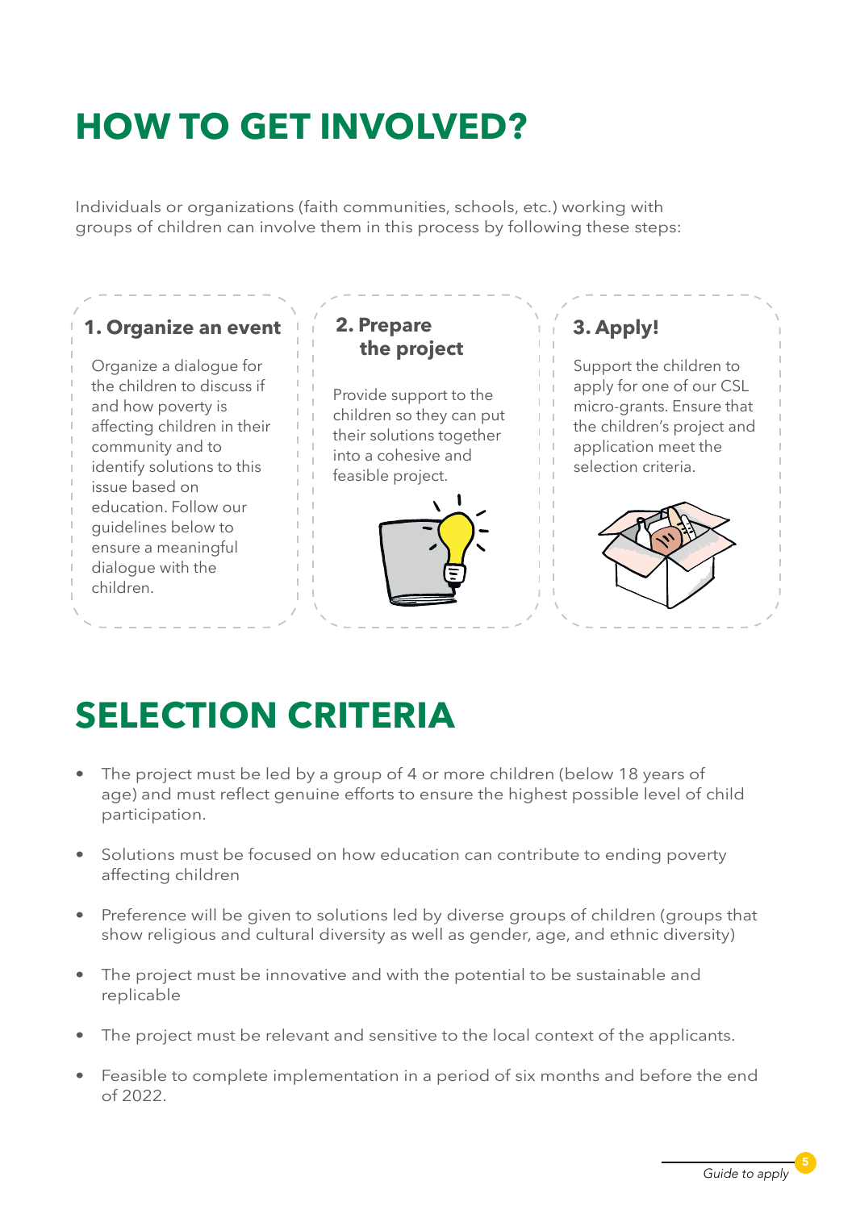# HOW TO GET INVOLVED?

Individuals or organizations (faith communities, schools, etc.) working with groups of children can involve them in this process by following these steps:

### 1. Organize an event

Organize a dialogue for the children to discuss if and how poverty is affecting children in their community and to identify solutions to this issue based on education. Follow our guidelines below to ensure a meaningful dialogue with the children.

### 2. Prepare the project

Provide support to the children so they can put their solutions together into a cohesive and feasible project.

### 3. Apply!

Support the children to apply for one of our CSL micro-grants. Ensure that the children's project and application meet the selection criteria.

# SELECTION CRITERIA

- The project must be led by a group of 4 or more children (below 18 years of age) and must reflect genuine efforts to ensure the highest possible level of child participation.
- Solutions must be focused on how education can contribute to ending poverty affecting children
- Preference will be given to solutions led by diverse groups of children (groups that show religious and cultural diversity as well as gender, age, and ethnic diversity)
- The project must be innovative and with the potential to be sustainable and replicable
- The project must be relevant and sensitive to the local context of the applicants.
- Feasible to complete implementation in a period of six months and before the end of 2022.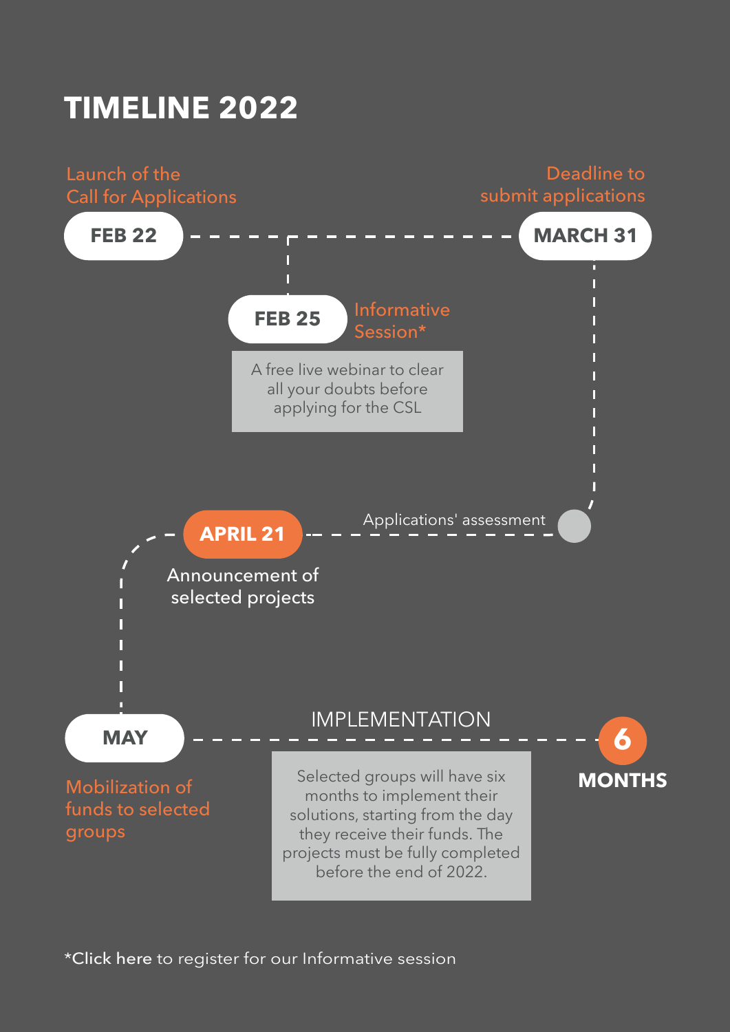# TIMELINE 2022

**FEB 22**
Launch of the Call for Applications

**FEB 25**
Informative Session*

A free live webinar to clear all your doubts before applying for the CSL

**MARCH 31**
Deadline to submit applications

Applications' assessment

**APRIL 21**
Announcement of selected projects

**MAY**
Mobilization of funds to selected groups

IMPLEMENTATION

Selected groups will have six months to implement their solutions, starting from the day they receive their funds. The projects must be fully completed before the end of 2022.

**6 MONTHS**

*Click here to register for our Informative session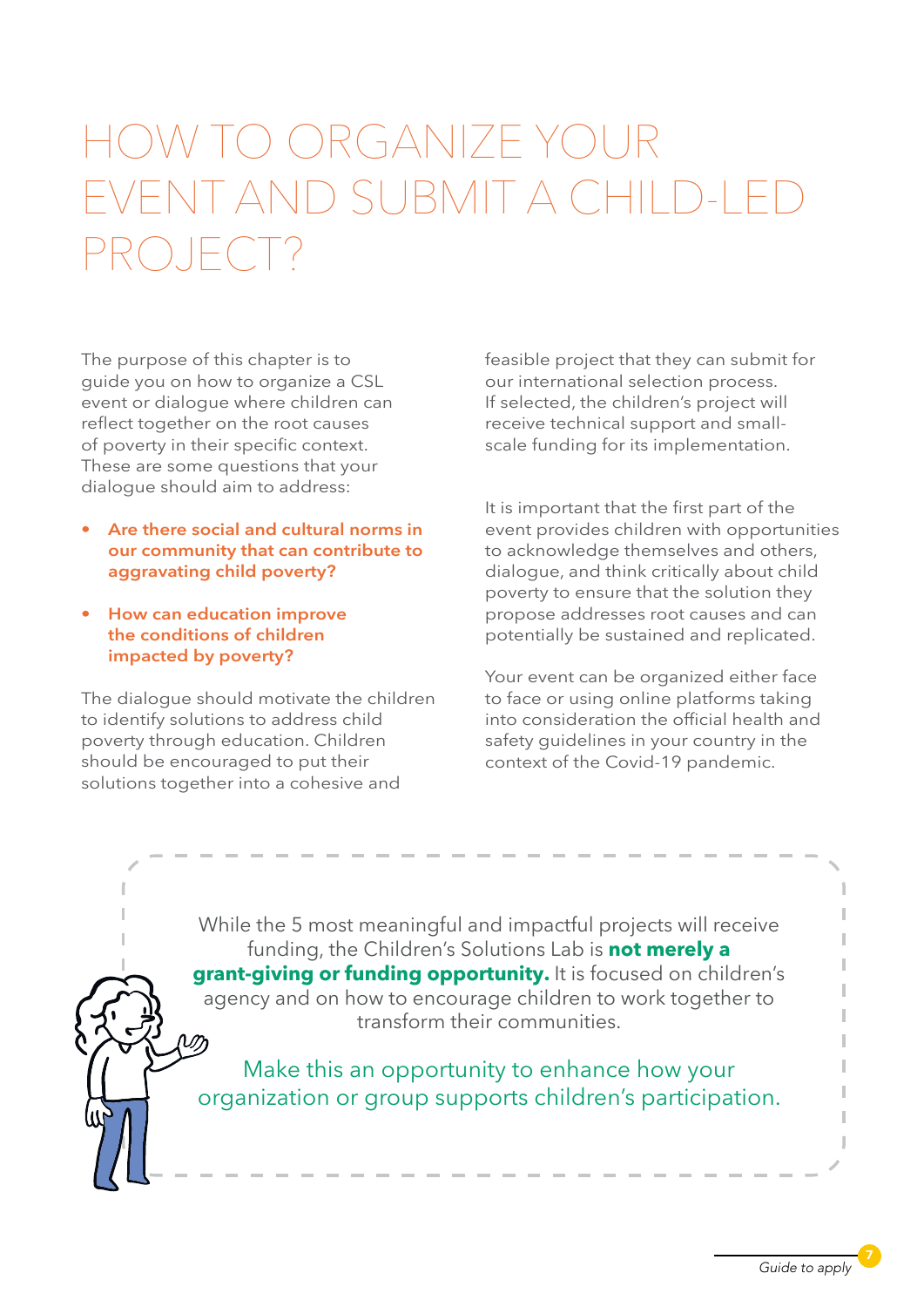# HOW TO ORGANIZE YOUR EVENT AND SUBMIT A CHILD-LED PROJECT?

The purpose of this chapter is to guide you on how to organize a CSL event or dialogue where children can reflect together on the root causes of poverty in their specific context. These are some questions that your dialogue should aim to address:

- **Are there social and cultural norms in our community that can contribute to aggravating child poverty?**
- **How can education improve the conditions of children impacted by poverty?**

The dialogue should motivate the children to identify solutions to address child poverty through education. Children should be encouraged to put their solutions together into a cohesive and feasible project that they can submit for our international selection process. If selected, the children's project will receive technical support and small-scale funding for its implementation.

It is important that the first part of the event provides children with opportunities to acknowledge themselves and others, dialogue, and think critically about child poverty to ensure that the solution they propose addresses root causes and can potentially be sustained and replicated.

Your event can be organized either face to face or using online platforms taking into consideration the official health and safety guidelines in your country in the context of the Covid-19 pandemic.

While the 5 most meaningful and impactful projects will receive funding, the Children's Solutions Lab is **not merely a grant-giving or funding opportunity.** It is focused on children's agency and on how to encourage children to work together to transform their communities.

Make this an opportunity to enhance how your organization or group supports children's participation.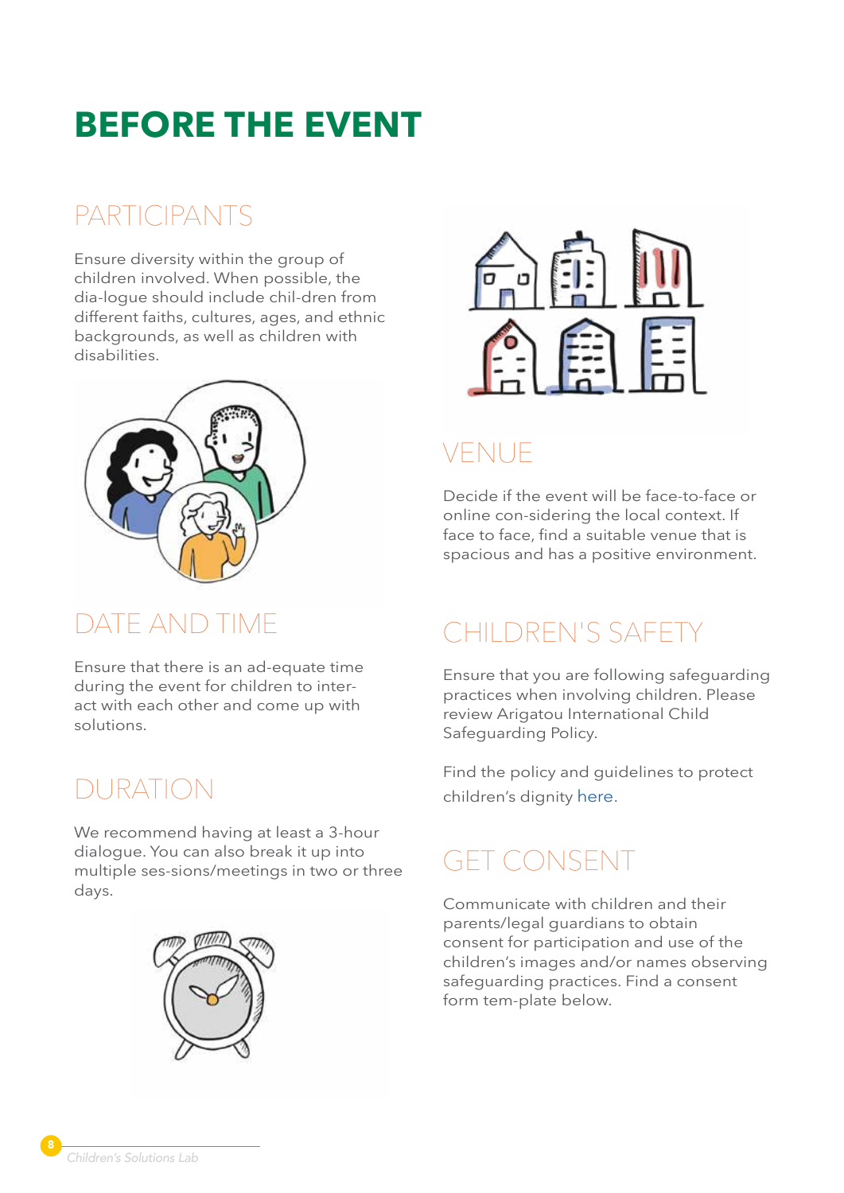# BEFORE THE EVENT

## PARTICIPANTS

Ensure diversity within the group of children involved. When possible, the dia-logue should include chil-dren from different faiths, cultures, ages, and ethnic backgrounds, as well as children with disabilities.

## DATE AND TIME

Ensure that there is an ad-equate time during the event for children to inter-act with each other and come up with solutions.

## DURATION

We recommend having at least a 3-hour dialogue. You can also break it up into multiple ses-sions/meetings in two or three days.

## VENUE

Decide if the event will be face-to-face or online con-sidering the local context. If face to face, find a suitable venue that is spacious and has a positive environment.

## CHILDREN'S SAFETY

Ensure that you are following safeguarding practices when involving children. Please review Arigatou International Child Safeguarding Policy.

Find the policy and guidelines to protect children's dignity here.

## GET CONSENT

Communicate with children and their parents/legal guardians to obtain consent for participation and use of the children's images and/or names observing safeguarding practices. Find a consent form tem-plate below.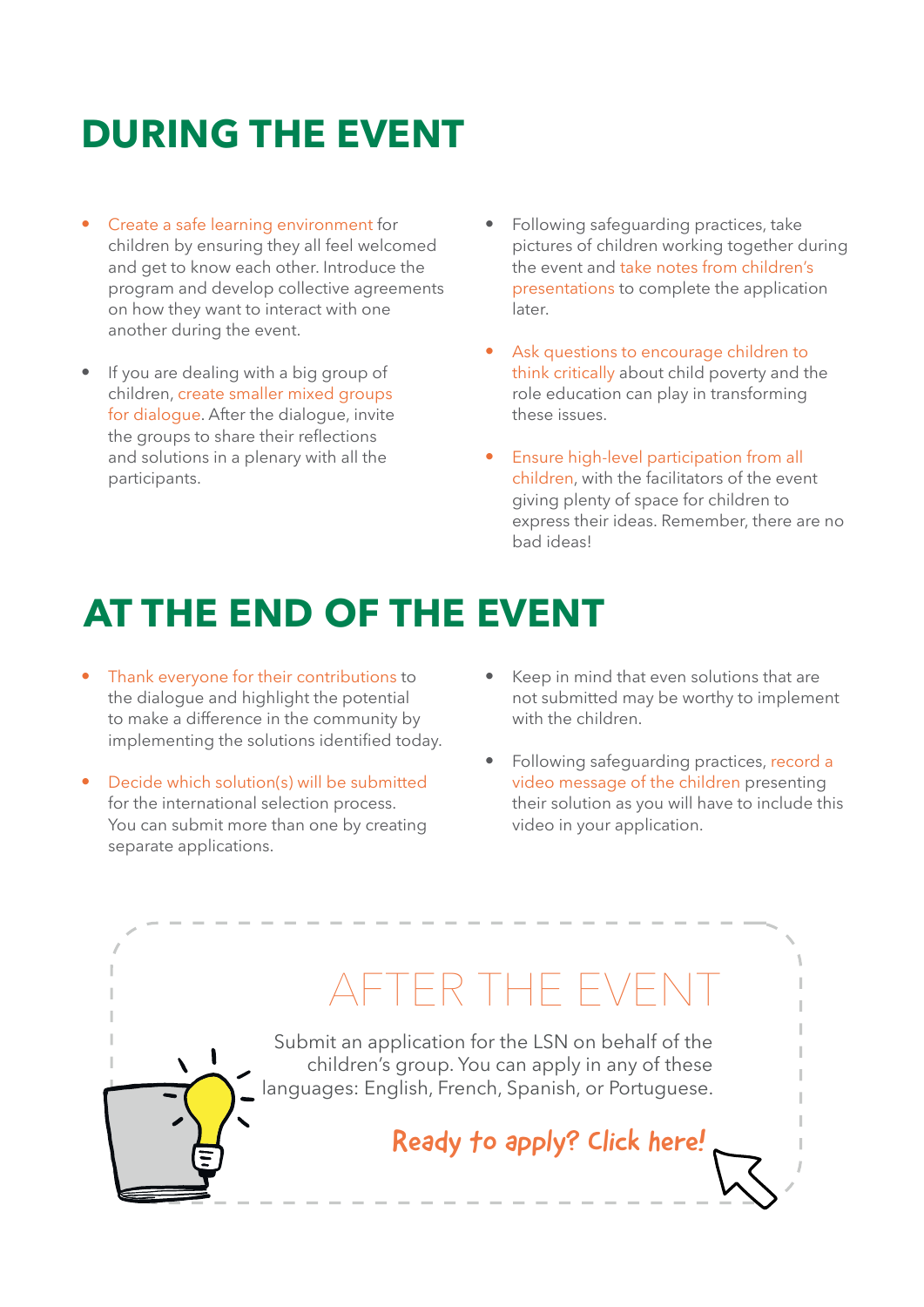# DURING THE EVENT

- Create a safe learning environment for children by ensuring they all feel welcomed and get to know each other. Introduce the program and develop collective agreements on how they want to interact with one another during the event.
- If you are dealing with a big group of children, create smaller mixed groups for dialogue. After the dialogue, invite the groups to share their reflections and solutions in a plenary with all the participants.
- Following safeguarding practices, take pictures of children working together during the event and take notes from children's presentations to complete the application later.
- Ask questions to encourage children to think critically about child poverty and the role education can play in transforming these issues.
- Ensure high-level participation from all children, with the facilitators of the event giving plenty of space for children to express their ideas. Remember, there are no bad ideas!

# AT THE END OF THE EVENT

- Thank everyone for their contributions to the dialogue and highlight the potential to make a difference in the community by implementing the solutions identified today.
- Decide which solution(s) will be submitted for the international selection process. You can submit more than one by creating separate applications.
- Keep in mind that even solutions that are not submitted may be worthy to implement with the children.
- Following safeguarding practices, record a video message of the children presenting their solution as you will have to include this video in your application.

## AFTER THE EVENT

Submit an application for the LSN on behalf of the children's group. You can apply in any of these languages: English, French, Spanish, or Portuguese.

Ready to apply? Click here!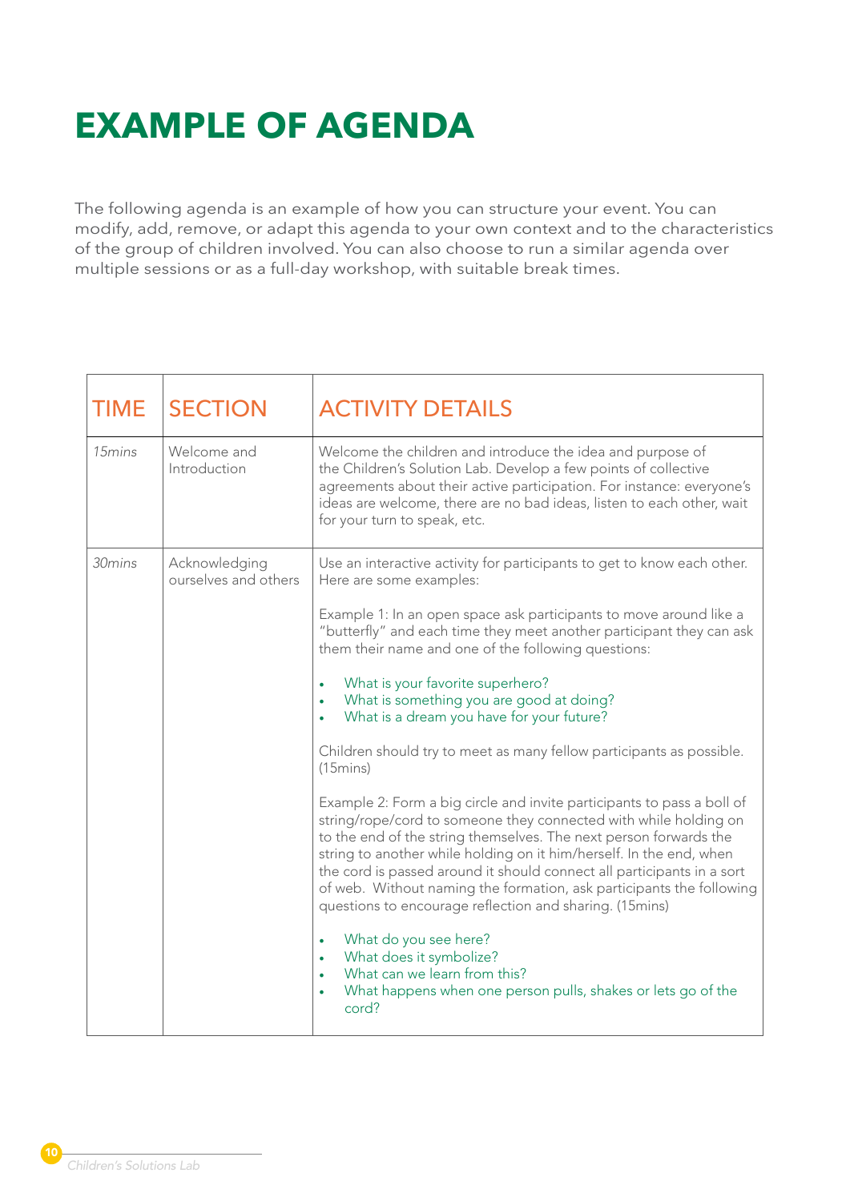# EXAMPLE OF AGENDA

The following agenda is an example of how you can structure your event. You can modify, add, remove, or adapt this agenda to your own context and to the characteristics of the group of children involved. You can also choose to run a similar agenda over multiple sessions or as a full-day workshop, with suitable break times.

| TIME | SECTION | ACTIVITY DETAILS |
|---|---|---|
| *15mins* | Welcome and Introduction | Welcome the children and introduce the idea and purpose of the Children's Solution Lab. Develop a few points of collective agreements about their active participation. For instance: everyone's ideas are welcome, there are no bad ideas, listen to each other, wait for your turn to speak, etc. |
| *30mins* | Acknowledging ourselves and others | Use an interactive activity for participants to get to know each other. Here are some examples:<br><br>Example 1: In an open space ask participants to move around like a "butterfly" and each time they meet another participant they can ask them their name and one of the following questions:<br><br>• What is your favorite superhero?<br>• What is something you are good at doing?<br>• What is a dream you have for your future?<br><br>Children should try to meet as many fellow participants as possible. (15mins)<br><br>Example 2: Form a big circle and invite participants to pass a boll of string/rope/cord to someone they connected with while holding on to the end of the string themselves. The next person forwards the string to another while holding on it him/herself. In the end, when the cord is passed around it should connect all participants in a sort of web. Without naming the formation, ask participants the following questions to encourage reflection and sharing. (15mins)<br><br>• What do you see here?<br>• What does it symbolize?<br>• What can we learn from this?<br>• What happens when one person pulls, shakes or lets go of the cord? |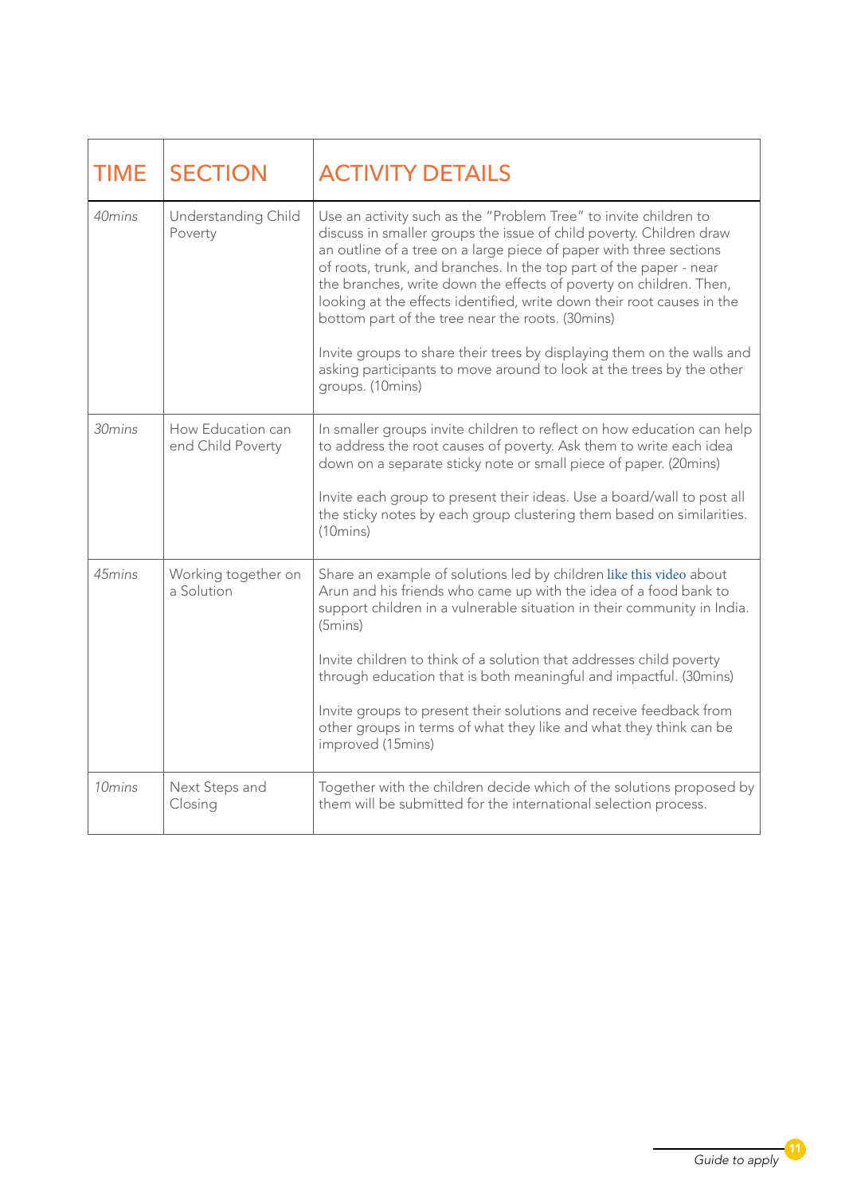| TIME | SECTION | ACTIVITY DETAILS |
|---|---|---|
| *40mins* | Understanding Child Poverty | Use an activity such as the "Problem Tree" to invite children to discuss in smaller groups the issue of child poverty. Children draw an outline of a tree on a large piece of paper with three sections of roots, trunk, and branches. In the top part of the paper - near the branches, write down the effects of poverty on children. Then, looking at the effects identified, write down their root causes in the bottom part of the tree near the roots. (30mins)<br><br>Invite groups to share their trees by displaying them on the walls and asking participants to move around to look at the trees by the other groups. (10mins) |
| *30mins* | How Education can end Child Poverty | In smaller groups invite children to reflect on how education can help to address the root causes of poverty. Ask them to write each idea down on a separate sticky note or small piece of paper. (20mins)<br><br>Invite each group to present their ideas. Use a board/wall to post all the sticky notes by each group clustering them based on similarities. (10mins) |
| *45mins* | Working together on a Solution | Share an example of solutions led by children like this video about Arun and his friends who came up with the idea of a food bank to support children in a vulnerable situation in their community in India. (5mins)<br><br>Invite children to think of a solution that addresses child poverty through education that is both meaningful and impactful. (30mins)<br><br>Invite groups to present their solutions and receive feedback from other groups in terms of what they like and what they think can be improved (15mins) |
| *10mins* | Next Steps and Closing | Together with the children decide which of the solutions proposed by them will be submitted for the international selection process. |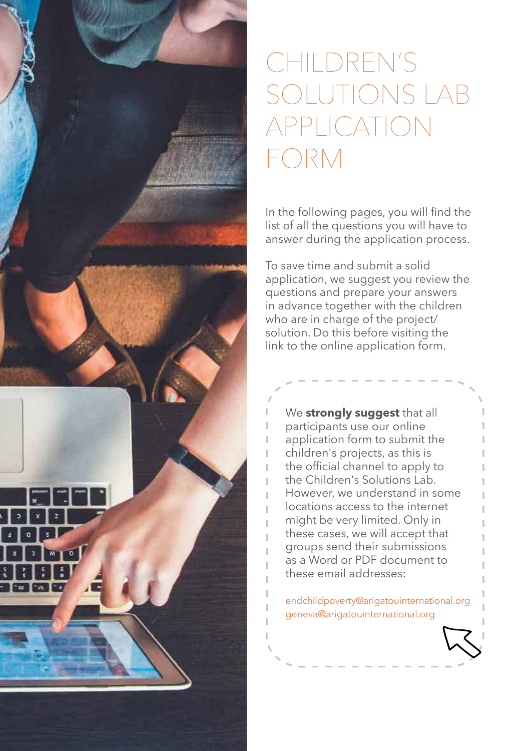# CHILDREN'S SOLUTIONS LAB APPLICATION FORM

In the following pages, you will find the list of all the questions you will have to answer during the application process.

To save time and submit a solid application, we suggest you review the questions and prepare your answers in advance together with the children who are in charge of the project/solution. Do this before visiting the link to the online application form.

We **strongly suggest** that all participants use our online application form to submit the children's projects, as this is the official channel to apply to the Children's Solutions Lab. However, we understand in some locations access to the internet might be very limited. Only in these cases, we will accept that groups send their submissions as a Word or PDF document to these email addresses:

endchildpoverty@arigatouinternational.org
geneva@arigatouinternational.org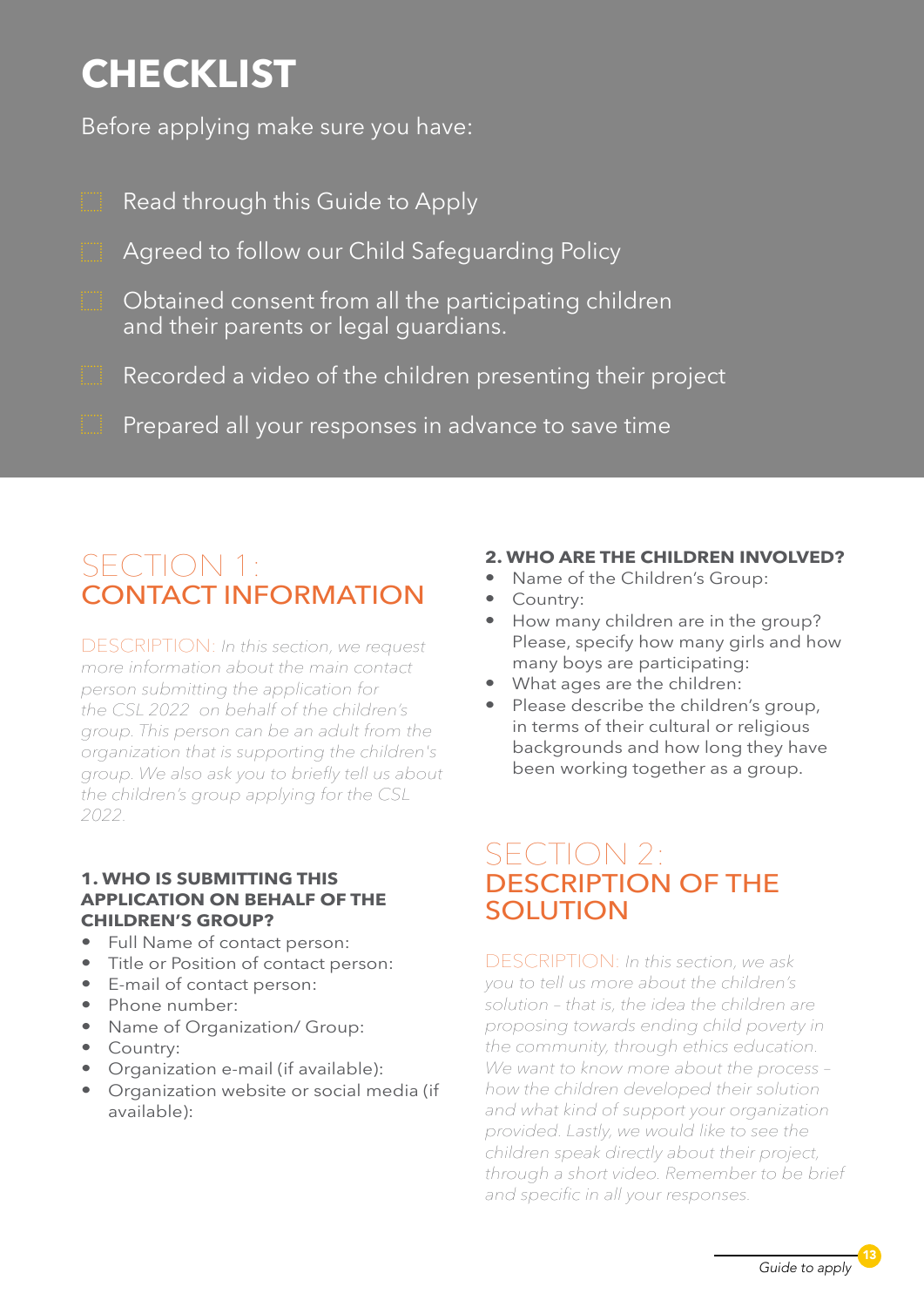# CHECKLIST

Before applying make sure you have:

- [ ] Read through this Guide to Apply
- [ ] Agreed to follow our Child Safeguarding Policy
- [ ] Obtained consent from all the participating children and their parents or legal guardians.
- [ ] Recorded a video of the children presenting their project
- [ ] Prepared all your responses in advance to save time

## SECTION 1: CONTACT INFORMATION

DESCRIPTION: *In this section, we request more information about the main contact person submitting the application for the CSL 2022 on behalf of the children's group. This person can be an adult from the organization that is supporting the children's group. We also ask you to briefly tell us about the children's group applying for the CSL 2022.*

**1. WHO IS SUBMITTING THIS APPLICATION ON BEHALF OF THE CHILDREN'S GROUP?**

- Full Name of contact person:
- Title or Position of contact person:
- E-mail of contact person:
- Phone number:
- Name of Organization/ Group:
- Country:
- Organization e-mail (if available):
- Organization website or social media (if available):

**2. WHO ARE THE CHILDREN INVOLVED?**

- Name of the Children's Group:
- Country:
- How many children are in the group? Please, specify how many girls and how many boys are participating:
- What ages are the children:
- Please describe the children's group, in terms of their cultural or religious backgrounds and how long they have been working together as a group.

## SECTION 2: DESCRIPTION OF THE SOLUTION

DESCRIPTION: *In this section, we ask you to tell us more about the children's solution – that is, the idea the children are proposing towards ending child poverty in the community, through ethics education. We want to know more about the process – how the children developed their solution and what kind of support your organization provided. Lastly, we would like to see the children speak directly about their project, through a short video. Remember to be brief and specific in all your responses.*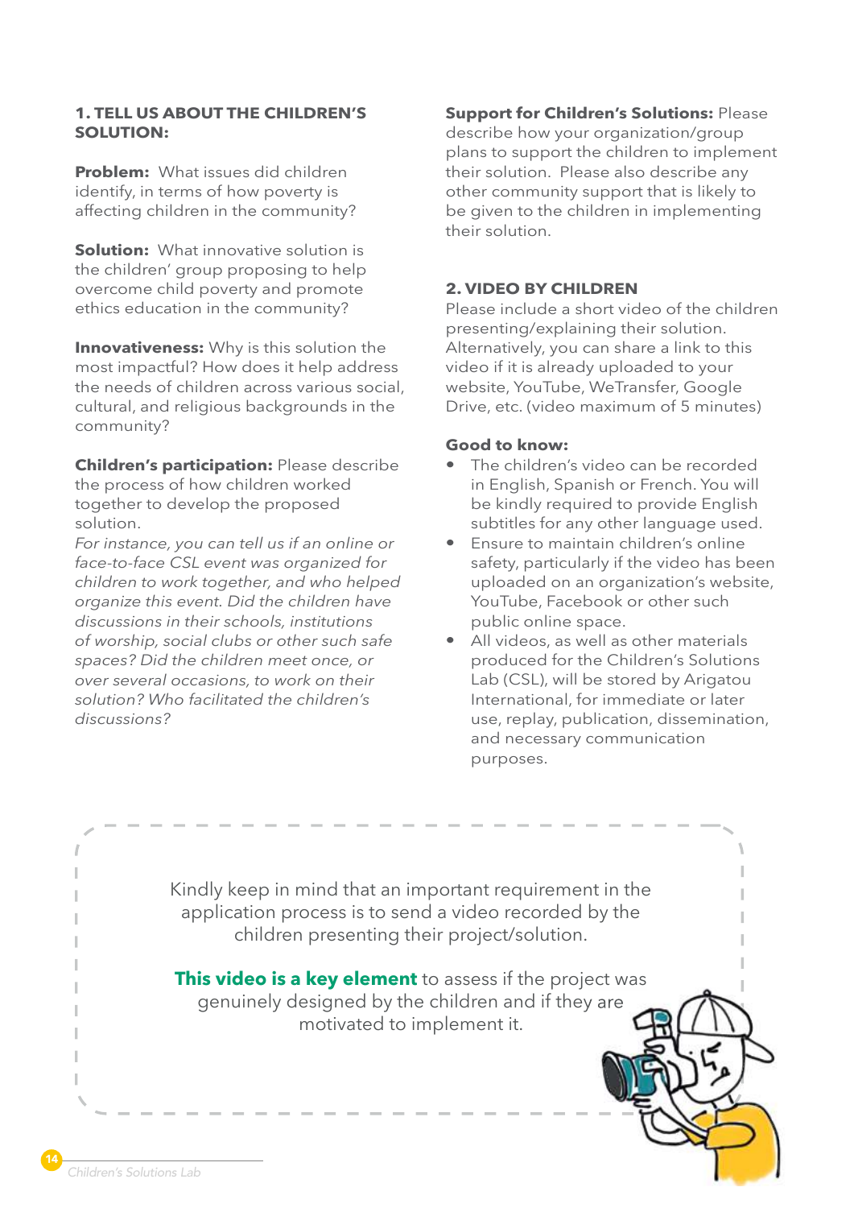## 1. TELL US ABOUT THE CHILDREN'S SOLUTION:

**Problem:** What issues did children identify, in terms of how poverty is affecting children in the community?

**Solution:** What innovative solution is the children' group proposing to help overcome child poverty and promote ethics education in the community?

**Innovativeness:** Why is this solution the most impactful? How does it help address the needs of children across various social, cultural, and religious backgrounds in the community?

**Children's participation:** Please describe the process of how children worked together to develop the proposed solution.
*For instance, you can tell us if an online or face-to-face CSL event was organized for children to work together, and who helped organize this event. Did the children have discussions in their schools, institutions of worship, social clubs or other such safe spaces? Did the children meet once, or over several occasions, to work on their solution? Who facilitated the children's discussions?*

**Support for Children's Solutions:** Please describe how your organization/group plans to support the children to implement their solution. Please also describe any other community support that is likely to be given to the children in implementing their solution.

## 2. VIDEO BY CHILDREN

Please include a short video of the children presenting/explaining their solution. Alternatively, you can share a link to this video if it is already uploaded to your website, YouTube, WeTransfer, Google Drive, etc. (video maximum of 5 minutes)

**Good to know:**

- The children's video can be recorded in English, Spanish or French. You will be kindly required to provide English subtitles for any other language used.
- Ensure to maintain children's online safety, particularly if the video has been uploaded on an organization's website, YouTube, Facebook or other such public online space.
- All videos, as well as other materials produced for the Children's Solutions Lab (CSL), will be stored by Arigatou International, for immediate or later use, replay, publication, dissemination, and necessary communication purposes.

Kindly keep in mind that an important requirement in the application process is to send a video recorded by the children presenting their project/solution.

**This video is a key element** to assess if the project was genuinely designed by the children and if they are motivated to implement it.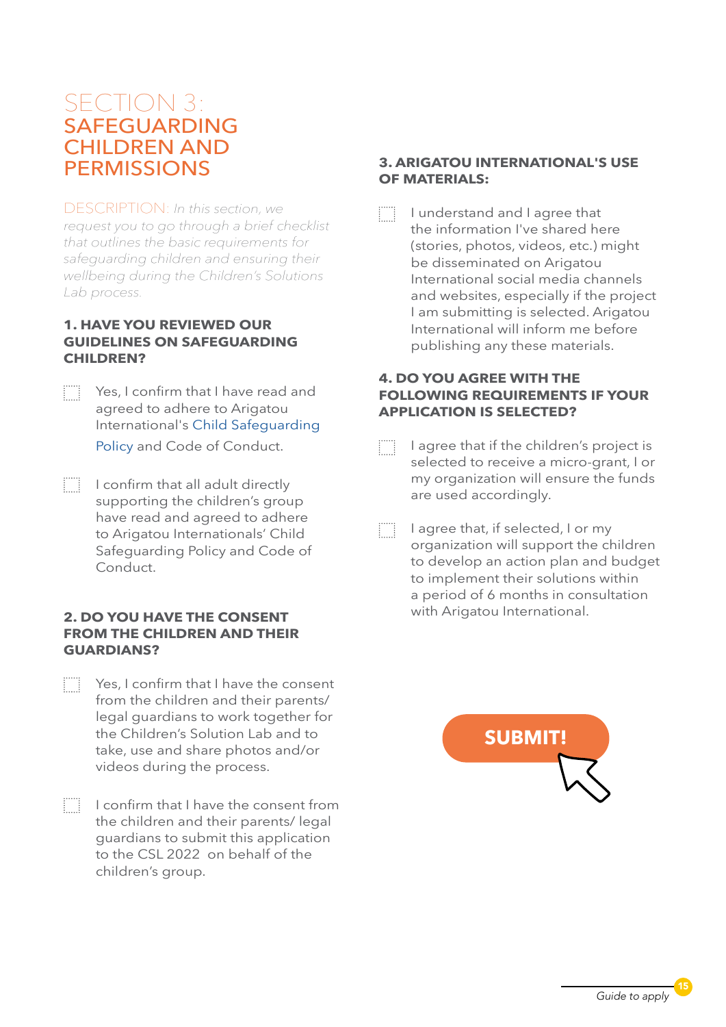# SECTION 3: SAFEGUARDING CHILDREN AND PERMISSIONS

DESCRIPTION: *In this section, we request you to go through a brief checklist that outlines the basic requirements for safeguarding children and ensuring their wellbeing during the Children's Solutions Lab process.*

### 1. HAVE YOU REVIEWED OUR GUIDELINES ON SAFEGUARDING CHILDREN?

- [ ] Yes, I confirm that I have read and agreed to adhere to Arigatou International's Child Safeguarding Policy and Code of Conduct.
- [ ] I confirm that all adult directly supporting the children's group have read and agreed to adhere to Arigatou Internationals' Child Safeguarding Policy and Code of Conduct.

### 2. DO YOU HAVE THE CONSENT FROM THE CHILDREN AND THEIR GUARDIANS?

- [ ] Yes, I confirm that I have the consent from the children and their parents/ legal guardians to work together for the Children's Solution Lab and to take, use and share photos and/or videos during the process.
- [ ] I confirm that I have the consent from the children and their parents/ legal guardians to submit this application to the CSL 2022 on behalf of the children's group.

### 3. ARIGATOU INTERNATIONAL'S USE OF MATERIALS:

- [ ] I understand and I agree that the information I've shared here (stories, photos, videos, etc.) might be disseminated on Arigatou International social media channels and websites, especially if the project I am submitting is selected. Arigatou International will inform me before publishing any these materials.

### 4. DO YOU AGREE WITH THE FOLLOWING REQUIREMENTS IF YOUR APPLICATION IS SELECTED?

- [ ] I agree that if the children's project is selected to receive a micro-grant, I or my organization will ensure the funds are used accordingly.
- [ ] I agree that, if selected, I or my organization will support the children to develop an action plan and budget to implement their solutions within a period of 6 months in consultation with Arigatou International.

**SUBMIT!**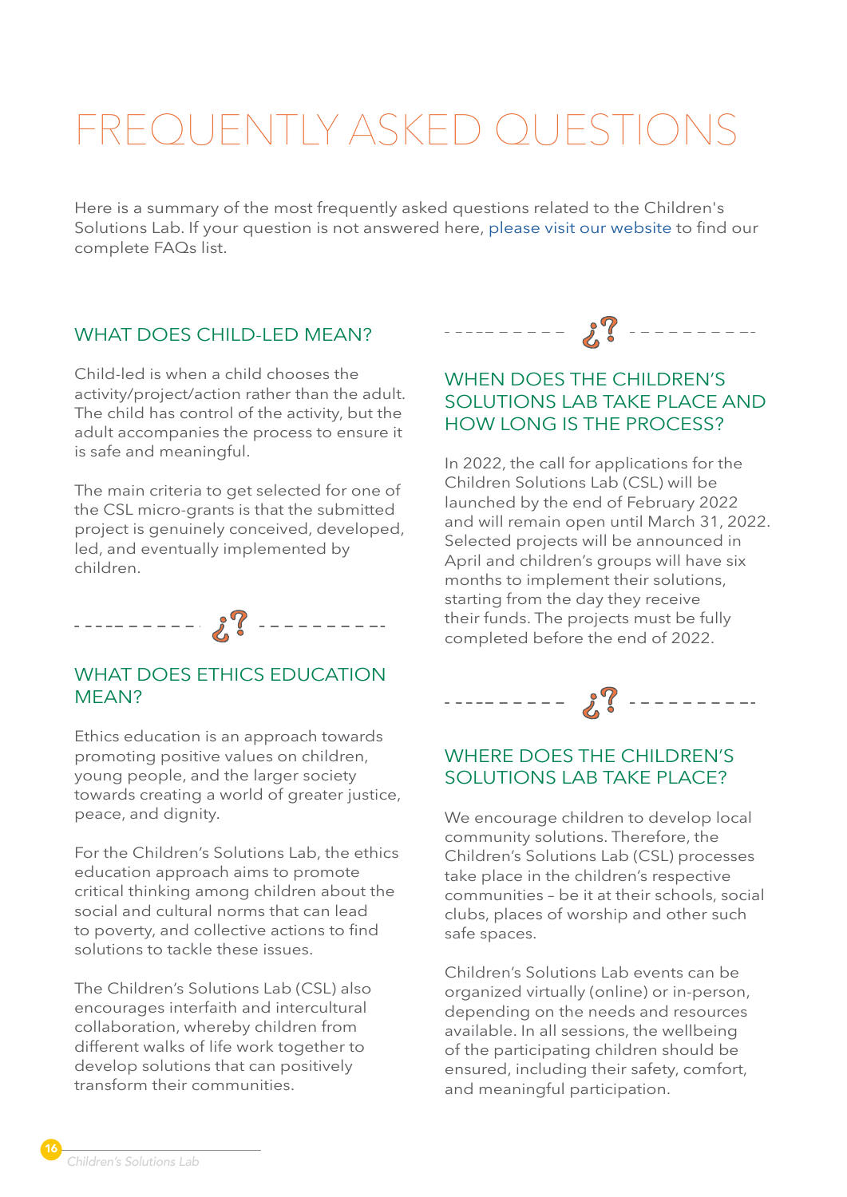# FREQUENTLY ASKED QUESTIONS

Here is a summary of the most frequently asked questions related to the Children's Solutions Lab. If your question is not answered here, please visit our website to find our complete FAQs list.

## WHAT DOES CHILD-LED MEAN?

Child-led is when a child chooses the activity/project/action rather than the adult. The child has control of the activity, but the adult accompanies the process to ensure it is safe and meaningful.

The main criteria to get selected for one of the CSL micro-grants is that the submitted project is genuinely conceived, developed, led, and eventually implemented by children.

## WHAT DOES ETHICS EDUCATION MEAN?

Ethics education is an approach towards promoting positive values on children, young people, and the larger society towards creating a world of greater justice, peace, and dignity.

For the Children's Solutions Lab, the ethics education approach aims to promote critical thinking among children about the social and cultural norms that can lead to poverty, and collective actions to find solutions to tackle these issues.

The Children's Solutions Lab (CSL) also encourages interfaith and intercultural collaboration, whereby children from different walks of life work together to develop solutions that can positively transform their communities.

## WHEN DOES THE CHILDREN'S SOLUTIONS LAB TAKE PLACE AND HOW LONG IS THE PROCESS?

In 2022, the call for applications for the Children Solutions Lab (CSL) will be launched by the end of February 2022 and will remain open until March 31, 2022. Selected projects will be announced in April and children's groups will have six months to implement their solutions, starting from the day they receive their funds. The projects must be fully completed before the end of 2022.

## WHERE DOES THE CHILDREN'S SOLUTIONS LAB TAKE PLACE?

We encourage children to develop local community solutions. Therefore, the Children's Solutions Lab (CSL) processes take place in the children's respective communities – be it at their schools, social clubs, places of worship and other such safe spaces.

Children's Solutions Lab events can be organized virtually (online) or in-person, depending on the needs and resources available. In all sessions, the wellbeing of the participating children should be ensured, including their safety, comfort, and meaningful participation.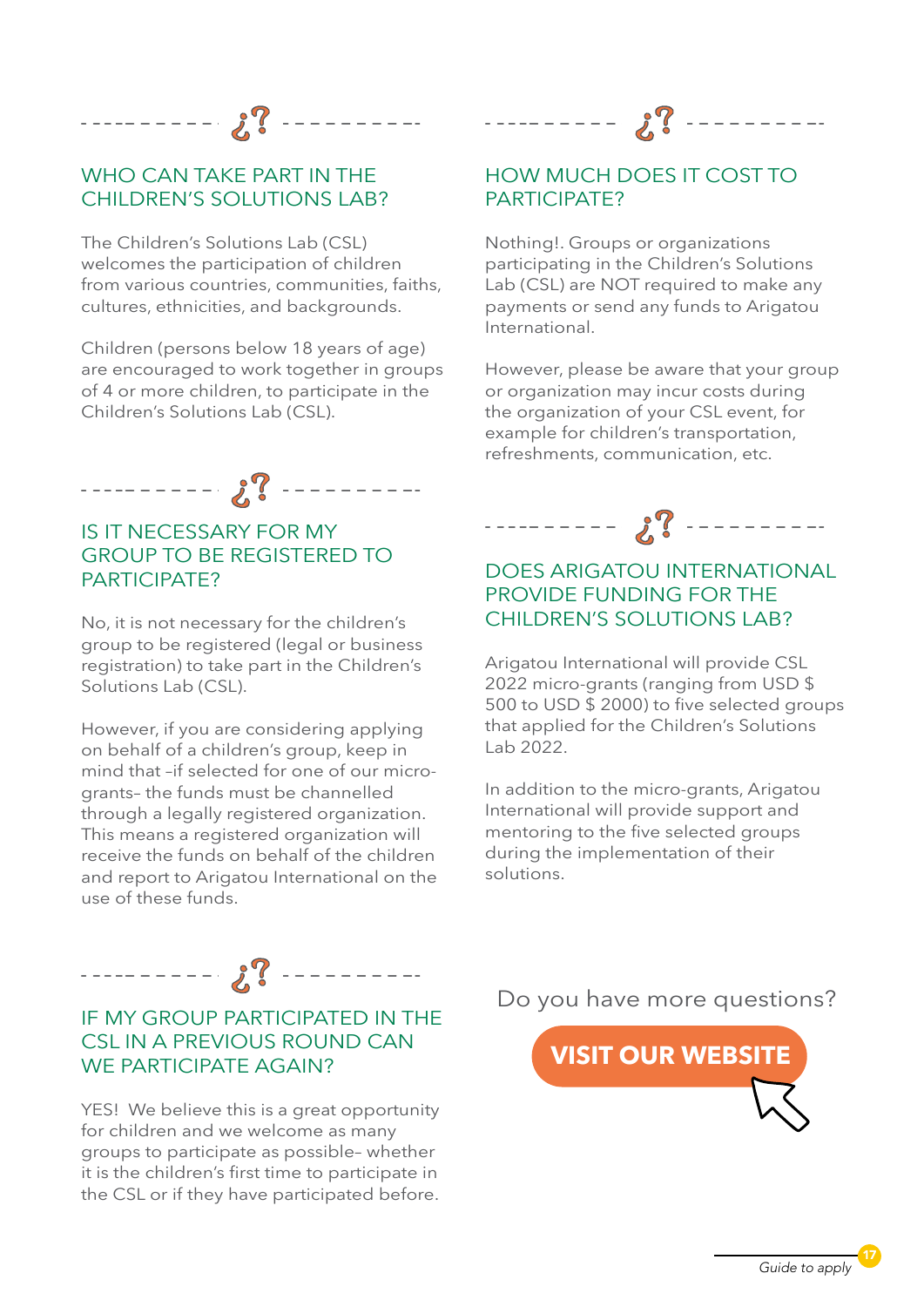## WHO CAN TAKE PART IN THE CHILDREN'S SOLUTIONS LAB?

The Children's Solutions Lab (CSL) welcomes the participation of children from various countries, communities, faiths, cultures, ethnicities, and backgrounds.

Children (persons below 18 years of age) are encouraged to work together in groups of 4 or more children, to participate in the Children's Solutions Lab (CSL).

## IS IT NECESSARY FOR MY GROUP TO BE REGISTERED TO PARTICIPATE?

No, it is not necessary for the children's group to be registered (legal or business registration) to take part in the Children's Solutions Lab (CSL).

However, if you are considering applying on behalf of a children's group, keep in mind that –if selected for one of our micro-grants– the funds must be channelled through a legally registered organization. This means a registered organization will receive the funds on behalf of the children and report to Arigatou International on the use of these funds.

## IF MY GROUP PARTICIPATED IN THE CSL IN A PREVIOUS ROUND CAN WE PARTICIPATE AGAIN?

YES! We believe this is a great opportunity for children and we welcome as many groups to participate as possible– whether it is the children's first time to participate in the CSL or if they have participated before.

## HOW MUCH DOES IT COST TO PARTICIPATE?

Nothing!. Groups or organizations participating in the Children's Solutions Lab (CSL) are NOT required to make any payments or send any funds to Arigatou International.

However, please be aware that your group or organization may incur costs during the organization of your CSL event, for example for children's transportation, refreshments, communication, etc.

## DOES ARIGATOU INTERNATIONAL PROVIDE FUNDING FOR THE CHILDREN'S SOLUTIONS LAB?

Arigatou International will provide CSL 2022 micro-grants (ranging from USD $ 500 to USD $ 2000) to five selected groups that applied for the Children's Solutions Lab 2022.

In addition to the micro-grants, Arigatou International will provide support and mentoring to the five selected groups during the implementation of their solutions.

Do you have more questions?

**VISIT OUR WEBSITE**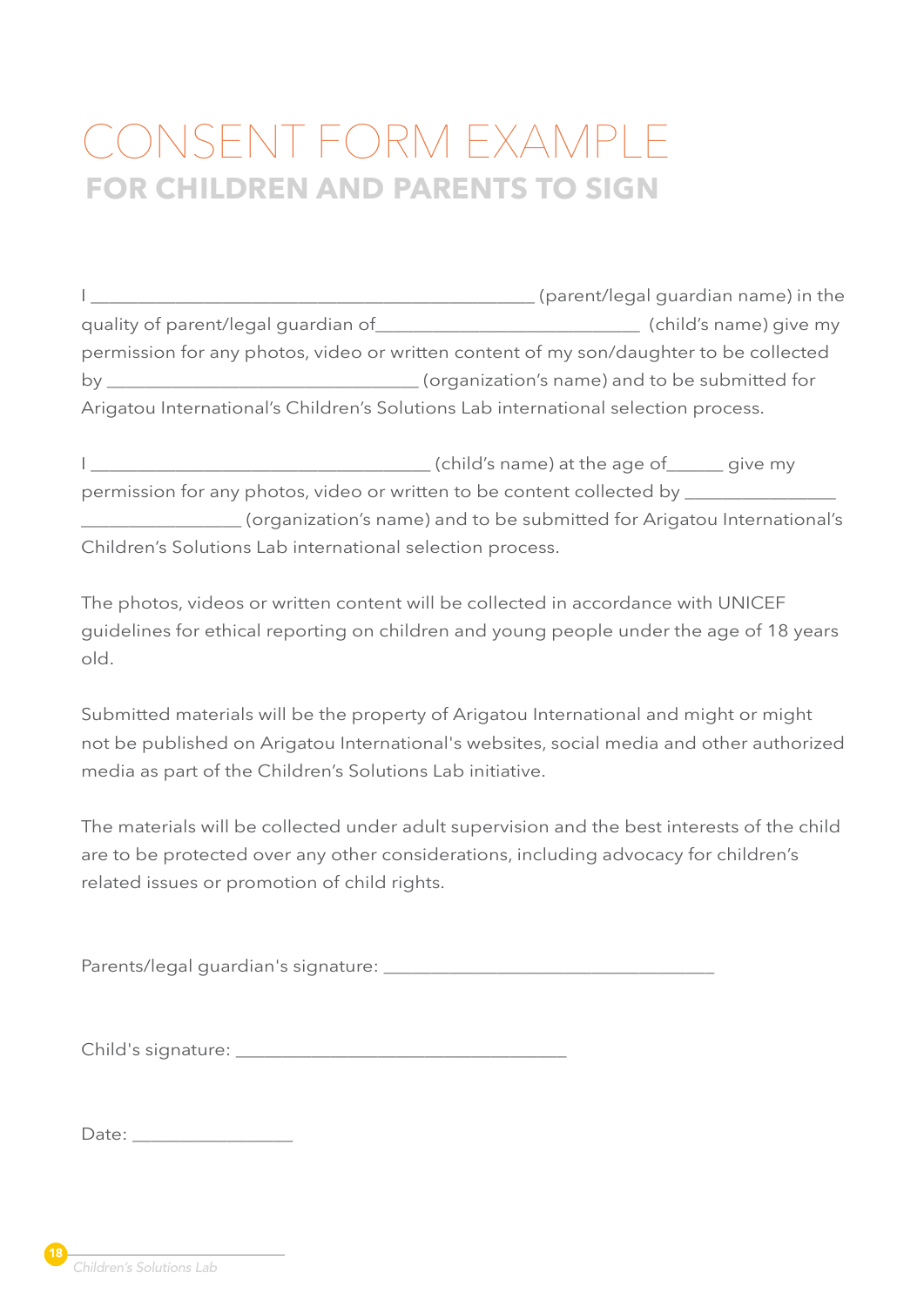# CONSENT FORM EXAMPLE

## FOR CHILDREN AND PARENTS TO SIGN

I _______________________________________________ (parent/legal guardian name) in the quality of parent/legal guardian of____________________________ (child's name) give my permission for any photos, video or written content of my son/daughter to be collected by _________________________________ (organization's name) and to be submitted for Arigatou International's Children's Solutions Lab international selection process.

I ____________________________________ (child's name) at the age of______ give my permission for any photos, video or written to be content collected by ________________ _________________ (organization's name) and to be submitted for Arigatou International's Children's Solutions Lab international selection process.

The photos, videos or written content will be collected in accordance with UNICEF guidelines for ethical reporting on children and young people under the age of 18 years old.

Submitted materials will be the property of Arigatou International and might or might not be published on Arigatou International's websites, social media and other authorized media as part of the Children's Solutions Lab initiative.

The materials will be collected under adult supervision and the best interests of the child are to be protected over any other considerations, including advocacy for children's related issues or promotion of child rights.

Parents/legal guardian's signature: ___________________________________

Child's signature: ___________________________________

Date: _________________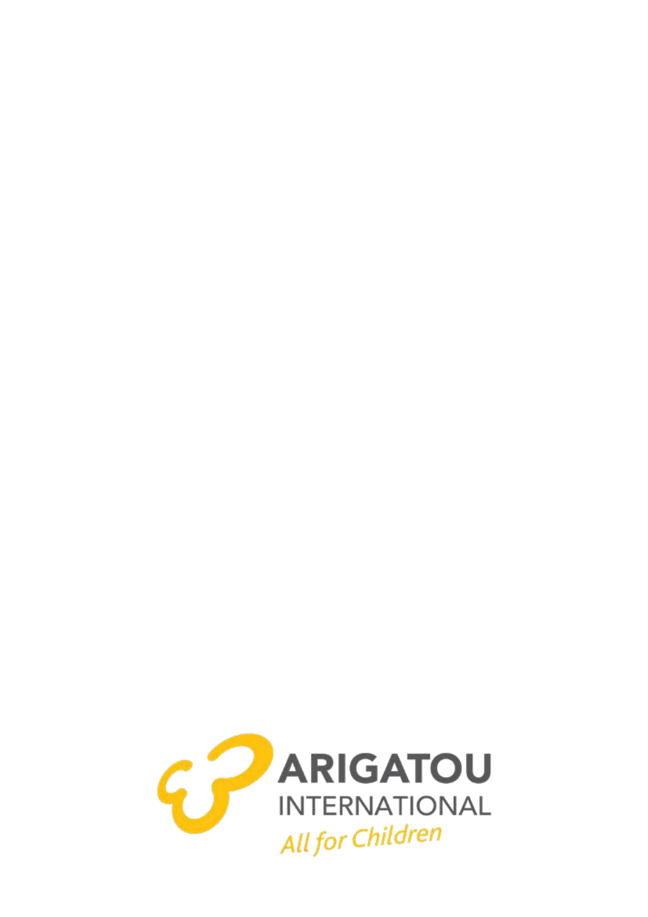ARIGATOU
INTERNATIONAL
All for Children